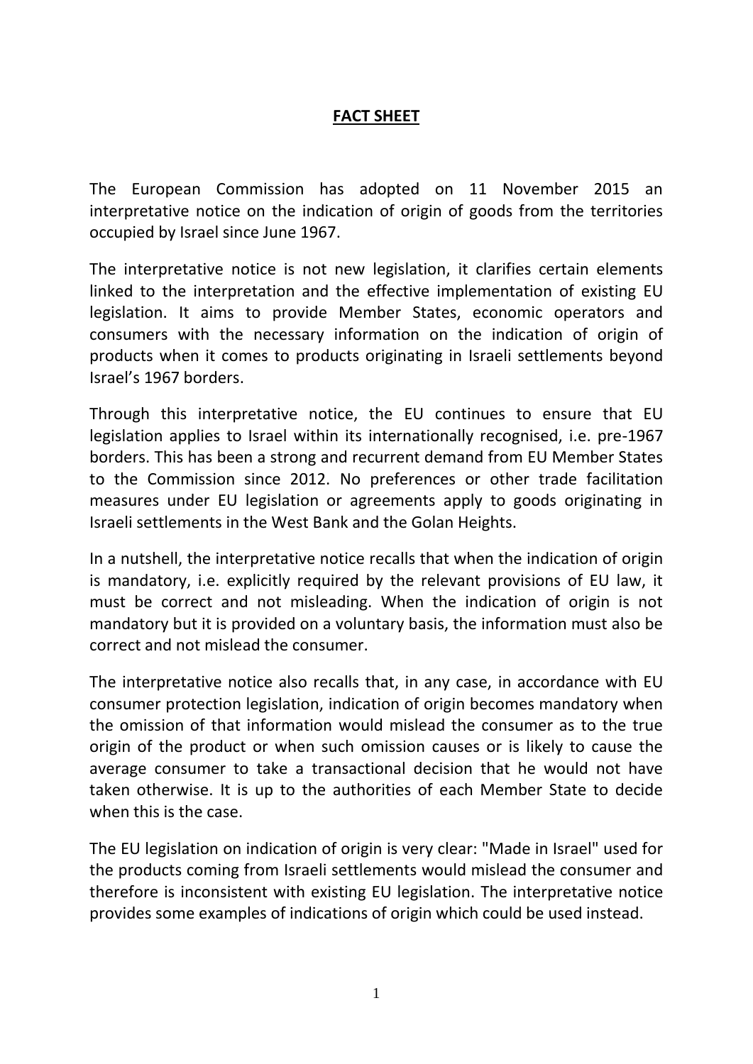**FACT SHEET**

The European Commission has adopted on 11 November 2015 an interpretative notice on the indication of origin of goods from the territories occupied by Israel since June 1967.

The interpretative notice is not new legislation, it clarifies certain elements linked to the interpretation and the effective implementation of existing EU legislation. It aims to provide Member States, economic operators and consumers with the necessary information on the indication of origin of products when it comes to products originating in Israeli settlements beyond Israel's 1967 borders.

Through this interpretative notice, the EU continues to ensure that EU legislation applies to Israel within its internationally recognised, i.e. pre-1967 borders. This has been a strong and recurrent demand from EU Member States to the Commission since 2012. No preferences or other trade facilitation measures under EU legislation or agreements apply to goods originating in Israeli settlements in the West Bank and the Golan Heights.

In a nutshell, the interpretative notice recalls that when the indication of origin is mandatory, i.e. explicitly required by the relevant provisions of EU law, it must be correct and not misleading. When the indication of origin is not mandatory but it is provided on a voluntary basis, the information must also be correct and not mislead the consumer.

The interpretative notice also recalls that, in any case, in accordance with EU consumer protection legislation, indication of origin becomes mandatory when the omission of that information would mislead the consumer as to the true origin of the product or when such omission causes or is likely to cause the average consumer to take a transactional decision that he would not have taken otherwise. It is up to the authorities of each Member State to decide when this is the case.

The EU legislation on indication of origin is very clear: "Made in Israel" used for the products coming from Israeli settlements would mislead the consumer and therefore is inconsistent with existing EU legislation. The interpretative notice provides some examples of indications of origin which could be used instead.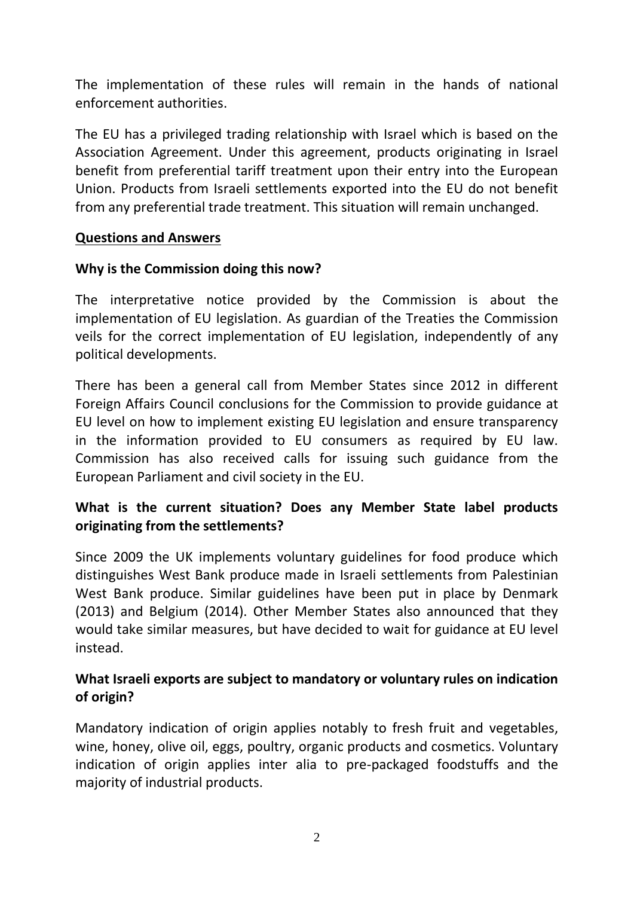The implementation of these rules will remain in the hands of national enforcement authorities.

The EU has a privileged trading relationship with Israel which is based on the Association Agreement. Under this agreement, products originating in Israel benefit from preferential tariff treatment upon their entry into the European Union. Products from Israeli settlements exported into the EU do not benefit from any preferential trade treatment. This situation will remain unchanged.

## Questions and Answers

### Why is the Commission doing this now?

The interpretative notice provided by the Commission is about the implementation of EU legislation. As guardian of the Treaties the Commission veils for the correct implementation of EU legislation, independently of any political developments.

There has been a general call from Member States since 2012 in different Foreign Affairs Council conclusions for the Commission to provide guidance at EU level on how to implement existing EU legislation and ensure transparency in the information provided to EU consumers as required by EU law. Commission has also received calls for issuing such guidance from the European Parliament and civil society in the EU.

### What is the current situation? Does any Member State label products originating from the settlements?

Since 2009 the UK implements voluntary guidelines for food produce which distinguishes West Bank produce made in Israeli settlements from Palestinian West Bank produce. Similar guidelines have been put in place by Denmark (2013) and Belgium (2014). Other Member States also announced that they would take similar measures, but have decided to wait for guidance at EU level instead.

### What Israeli exports are subject to mandatory or voluntary rules on indication of origin?

Mandatory indication of origin applies notably to fresh fruit and vegetables, wine, honey, olive oil, eggs, poultry, organic products and cosmetics. Voluntary indication of origin applies inter alia to pre-packaged foodstuffs and the majority of industrial products.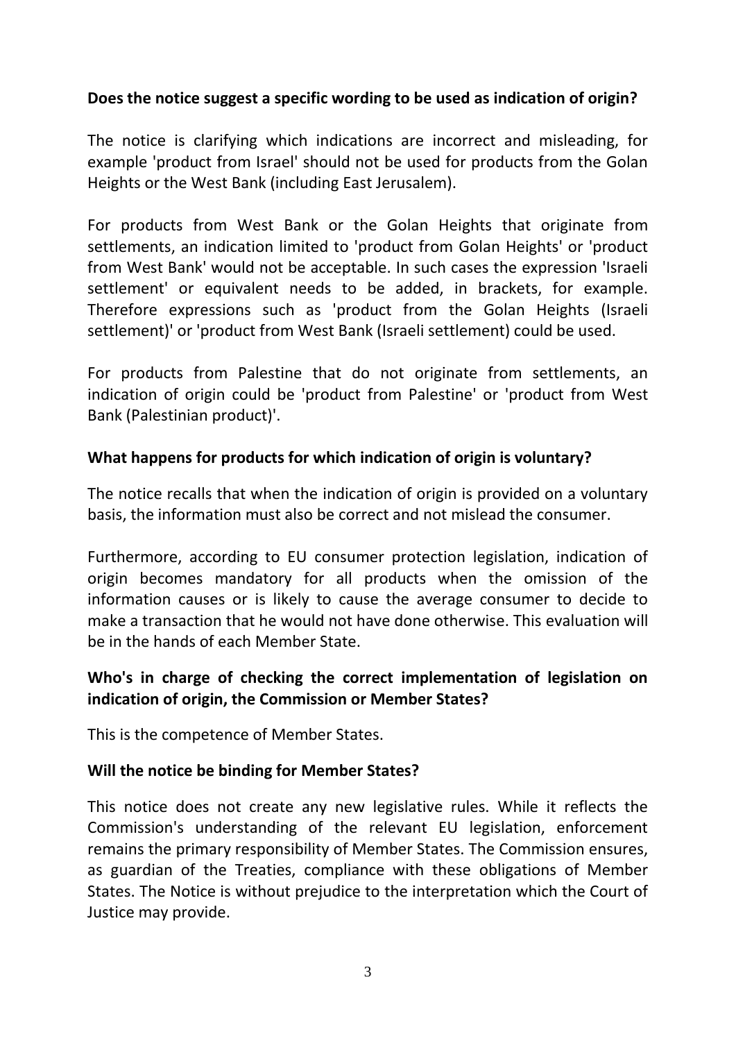**Does the notice suggest a specific wording to be used as indication of origin?**

The notice is clarifying which indications are incorrect and misleading, for example 'product from Israel' should not be used for products from the Golan Heights or the West Bank (including East Jerusalem).

For products from West Bank or the Golan Heights that originate from settlements, an indication limited to 'product from Golan Heights' or 'product from West Bank' would not be acceptable. In such cases the expression 'Israeli settlement' or equivalent needs to be added, in brackets, for example. Therefore expressions such as 'product from the Golan Heights (Israeli settlement)' or 'product from West Bank (Israeli settlement) could be used.

For products from Palestine that do not originate from settlements, an indication of origin could be 'product from Palestine' or 'product from West Bank (Palestinian product)'.

**What happens for products for which indication of origin is voluntary?**

The notice recalls that when the indication of origin is provided on a voluntary basis, the information must also be correct and not mislead the consumer.

Furthermore, according to EU consumer protection legislation, indication of origin becomes mandatory for all products when the omission of the information causes or is likely to cause the average consumer to decide to make a transaction that he would not have done otherwise. This evaluation will be in the hands of each Member State.

**Who's in charge of checking the correct implementation of legislation on indication of origin, the Commission or Member States?**

This is the competence of Member States.

**Will the notice be binding for Member States?**

This notice does not create any new legislative rules. While it reflects the Commission's understanding of the relevant EU legislation, enforcement remains the primary responsibility of Member States. The Commission ensures, as guardian of the Treaties, compliance with these obligations of Member States. The Notice is without prejudice to the interpretation which the Court of Justice may provide.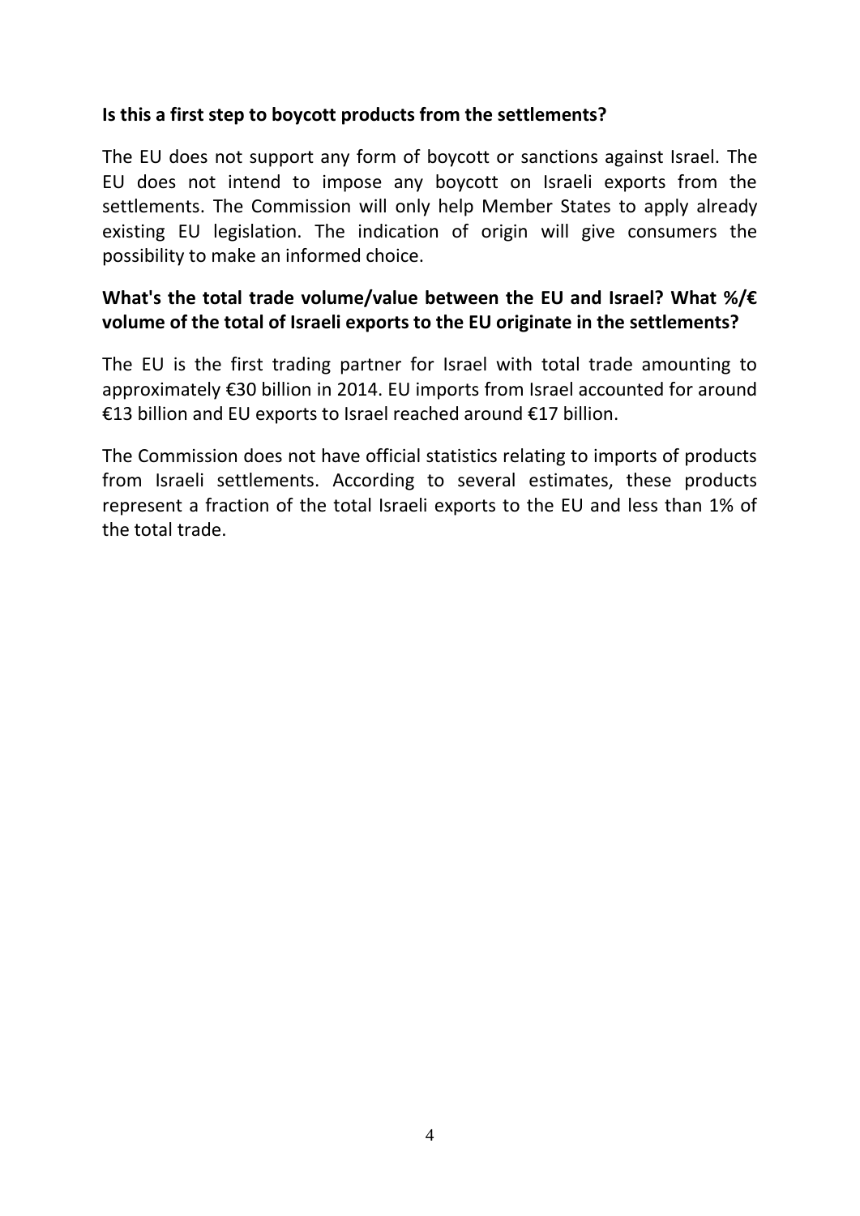**Is this a first step to boycott products from the settlements?**

The EU does not support any form of boycott or sanctions against Israel. The EU does not intend to impose any boycott on Israeli exports from the settlements. The Commission will only help Member States to apply already existing EU legislation. The indication of origin will give consumers the possibility to make an informed choice.

**What's the total trade volume/value between the EU and Israel? What %/€ volume of the total of Israeli exports to the EU originate in the settlements?**

The EU is the first trading partner for Israel with total trade amounting to approximately €30 billion in 2014. EU imports from Israel accounted for around €13 billion and EU exports to Israel reached around €17 billion.

The Commission does not have official statistics relating to imports of products from Israeli settlements. According to several estimates, these products represent a fraction of the total Israeli exports to the EU and less than 1% of the total trade.